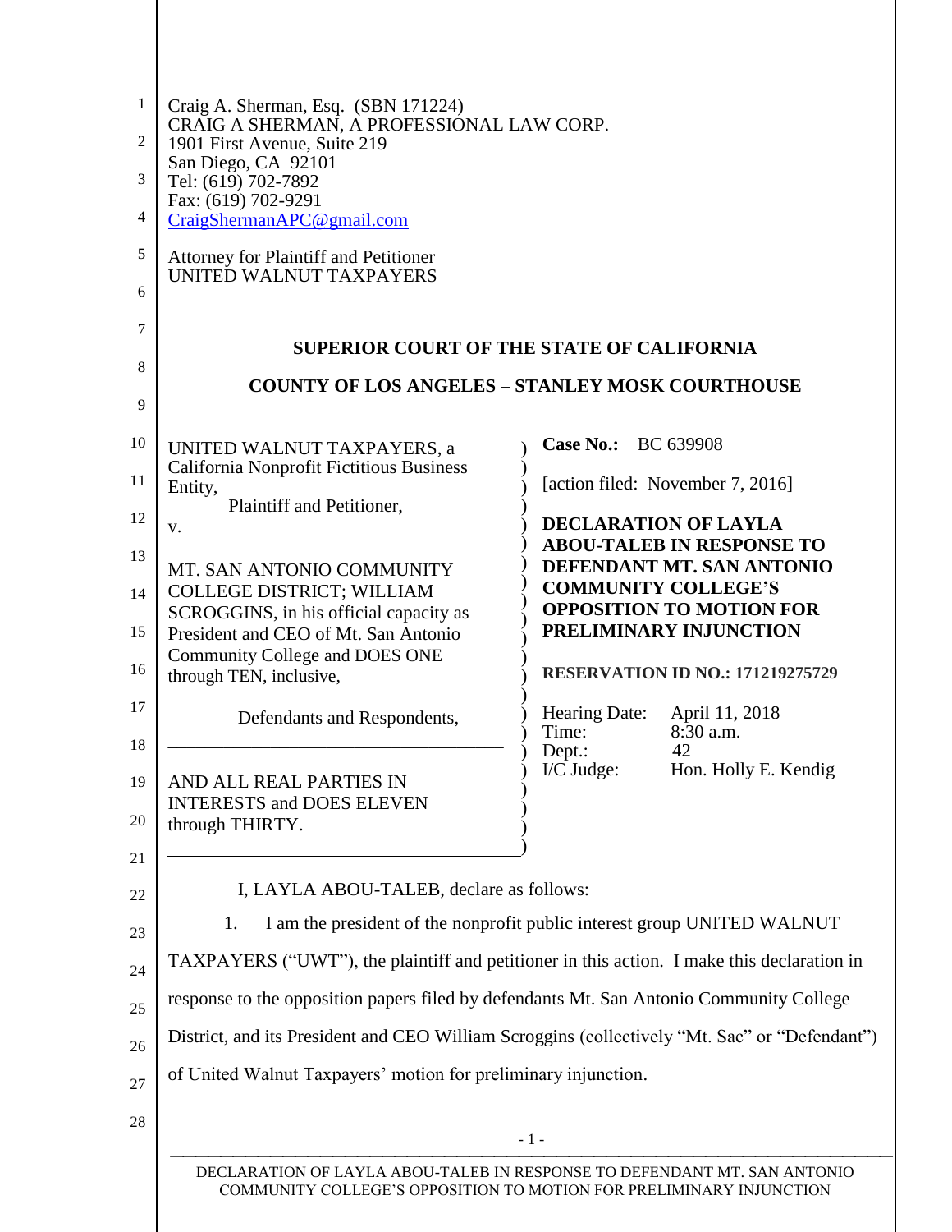Craig A. Sherman, Esq. (SBN 171224)
CRAIG A SHERMAN, A PROFESSIONAL LAW CORP.
1901 First Avenue, Suite 219
San Diego, CA 92101
Tel: (619) 702-7892
Fax: (619) 702-9291
CraigShermanAPC@gmail.com

Attorney for Plaintiff and Petitioner
UNITED WALNUT TAXPAYERS

**SUPERIOR COURT OF THE STATE OF CALIFORNIA**

**COUNTY OF LOS ANGELES – STANLEY MOSK COURTHOUSE**

| | |
|---|---|
| UNITED WALNUT TAXPAYERS, a California Nonprofit Fictitious Business Entity,<br>Plaintiff and Petitioner,<br>v.<br><br>MT. SAN ANTONIO COMMUNITY COLLEGE DISTRICT; WILLIAM SCROGGINS, in his official capacity as President and CEO of Mt. San Antonio Community College and DOES ONE through TEN, inclusive,<br><br>Defendants and Respondents,<br>______________________________<br><br>AND ALL REAL PARTIES IN INTERESTS and DOES ELEVEN through THIRTY. | **Case No.:** BC 639908<br><br>[action filed: November 7, 2016]<br><br>**DECLARATION OF LAYLA ABOU-TALEB IN RESPONSE TO DEFENDANT MT. SAN ANTONIO COMMUNITY COLLEGE'S OPPOSITION TO MOTION FOR PRELIMINARY INJUNCTION**<br><br>**RESERVATION ID NO.: 171219275729**<br><br>Hearing Date: April 11, 2018<br>Time: 8:30 a.m.<br>Dept.: 42<br>I/C Judge: Hon. Holly E. Kendig |

I, LAYLA ABOU-TALEB, declare as follows:

1. I am the president of the nonprofit public interest group UNITED WALNUT TAXPAYERS ("UWT"), the plaintiff and petitioner in this action. I make this declaration in response to the opposition papers filed by defendants Mt. San Antonio Community College District, and its President and CEO William Scroggins (collectively "Mt. Sac" or "Defendant") of United Walnut Taxpayers' motion for preliminary injunction.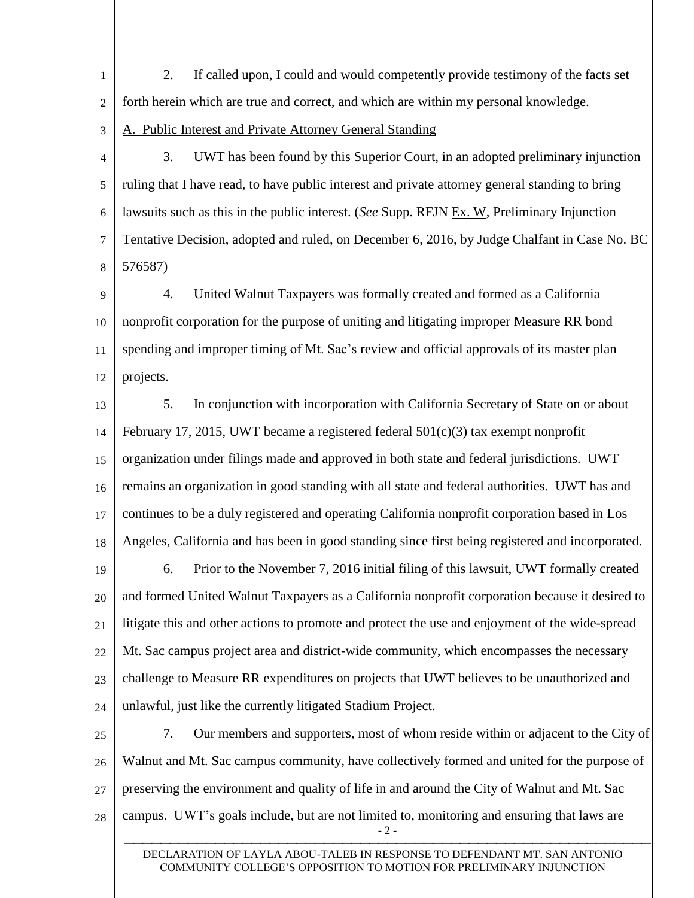2. If called upon, I could and would competently provide testimony of the facts set forth herein which are true and correct, and which are within my personal knowledge.

<u>A. Public Interest and Private Attorney General Standing</u>

3. UWT has been found by this Superior Court, in an adopted preliminary injunction ruling that I have read, to have public interest and private attorney general standing to bring lawsuits such as this in the public interest. (*See* Supp. RFJN <u>Ex. W</u>, Preliminary Injunction Tentative Decision, adopted and ruled, on December 6, 2016, by Judge Chalfant in Case No. BC 576587)

4. United Walnut Taxpayers was formally created and formed as a California nonprofit corporation for the purpose of uniting and litigating improper Measure RR bond spending and improper timing of Mt. Sac's review and official approvals of its master plan projects.

5. In conjunction with incorporation with California Secretary of State on or about February 17, 2015, UWT became a registered federal 501(c)(3) tax exempt nonprofit organization under filings made and approved in both state and federal jurisdictions. UWT remains an organization in good standing with all state and federal authorities. UWT has and continues to be a duly registered and operating California nonprofit corporation based in Los Angeles, California and has been in good standing since first being registered and incorporated.

6. Prior to the November 7, 2016 initial filing of this lawsuit, UWT formally created and formed United Walnut Taxpayers as a California nonprofit corporation because it desired to litigate this and other actions to promote and protect the use and enjoyment of the wide-spread Mt. Sac campus project area and district-wide community, which encompasses the necessary challenge to Measure RR expenditures on projects that UWT believes to be unauthorized and unlawful, just like the currently litigated Stadium Project.

7. Our members and supporters, most of whom reside within or adjacent to the City of Walnut and Mt. Sac campus community, have collectively formed and united for the purpose of preserving the environment and quality of life in and around the City of Walnut and Mt. Sac campus. UWT's goals include, but are not limited to, monitoring and ensuring that laws are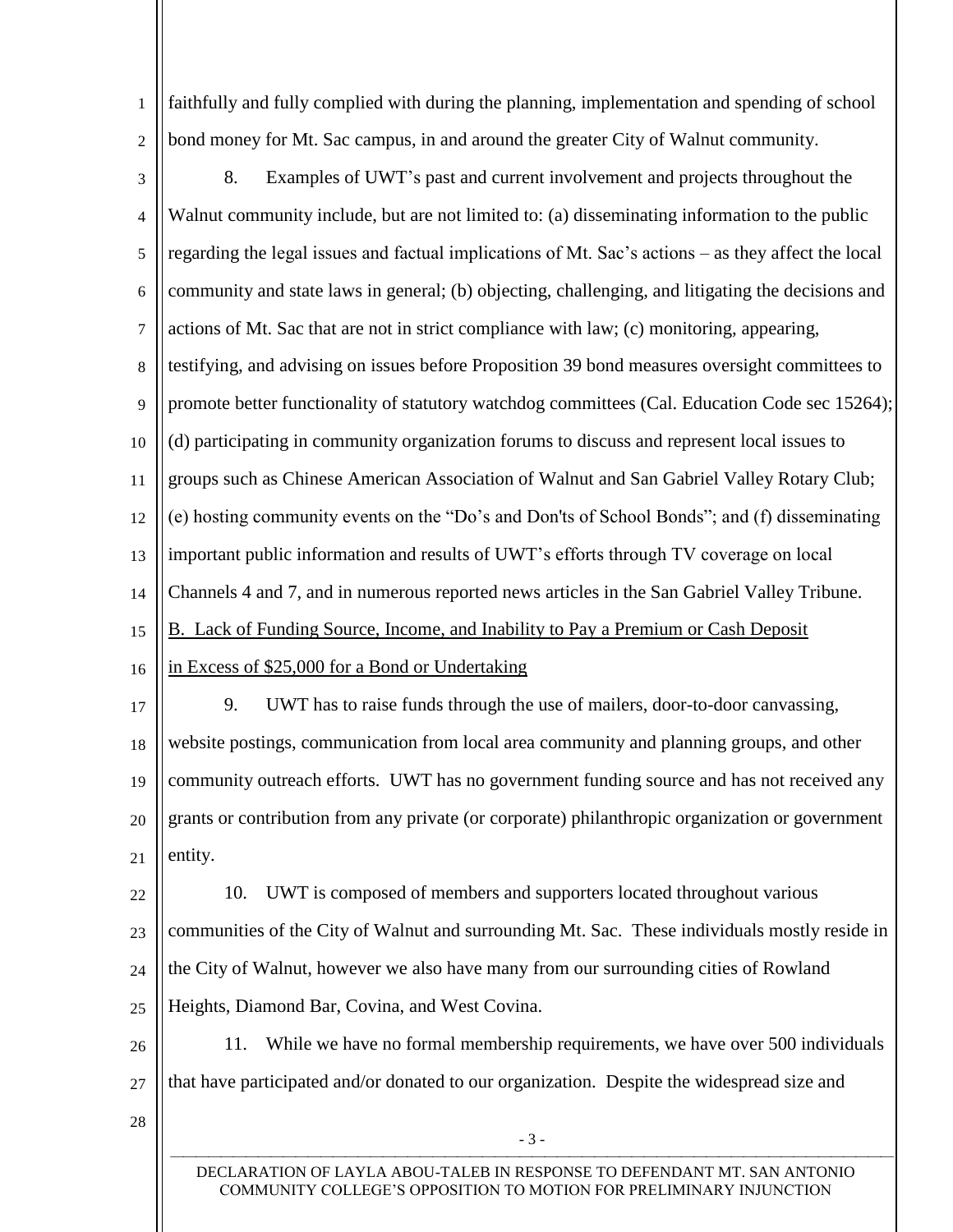faithfully and fully complied with during the planning, implementation and spending of school bond money for Mt. Sac campus, in and around the greater City of Walnut community.

8. Examples of UWT's past and current involvement and projects throughout the Walnut community include, but are not limited to: (a) disseminating information to the public regarding the legal issues and factual implications of Mt. Sac's actions – as they affect the local community and state laws in general; (b) objecting, challenging, and litigating the decisions and actions of Mt. Sac that are not in strict compliance with law; (c) monitoring, appearing, testifying, and advising on issues before Proposition 39 bond measures oversight committees to promote better functionality of statutory watchdog committees (Cal. Education Code sec 15264); (d) participating in community organization forums to discuss and represent local issues to groups such as Chinese American Association of Walnut and San Gabriel Valley Rotary Club; (e) hosting community events on the "Do's and Don'ts of School Bonds"; and (f) disseminating important public information and results of UWT's efforts through TV coverage on local Channels 4 and 7, and in numerous reported news articles in the San Gabriel Valley Tribune.

B. Lack of Funding Source, Income, and Inability to Pay a Premium or Cash Deposit in Excess of $25,000 for a Bond or Undertaking

9. UWT has to raise funds through the use of mailers, door-to-door canvassing, website postings, communication from local area community and planning groups, and other community outreach efforts. UWT has no government funding source and has not received any grants or contribution from any private (or corporate) philanthropic organization or government entity.

10. UWT is composed of members and supporters located throughout various communities of the City of Walnut and surrounding Mt. Sac. These individuals mostly reside in the City of Walnut, however we also have many from our surrounding cities of Rowland Heights, Diamond Bar, Covina, and West Covina.

11. While we have no formal membership requirements, we have over 500 individuals that have participated and/or donated to our organization. Despite the widespread size and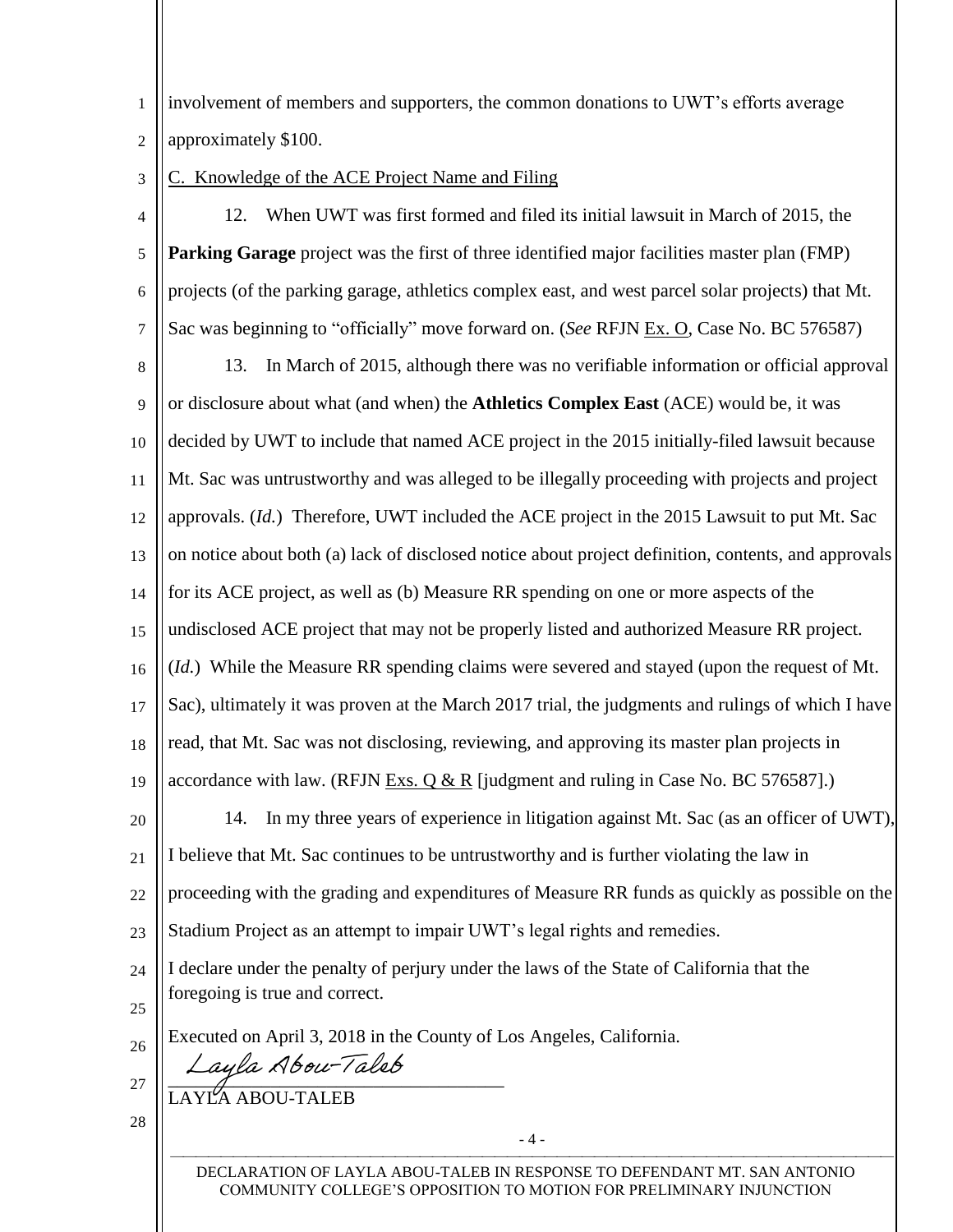involvement of members and supporters, the common donations to UWT's efforts average approximately $100.

C. Knowledge of the ACE Project Name and Filing

12. When UWT was first formed and filed its initial lawsuit in March of 2015, the **Parking Garage** project was the first of three identified major facilities master plan (FMP) projects (of the parking garage, athletics complex east, and west parcel solar projects) that Mt. Sac was beginning to "officially" move forward on. (*See* RFJN Ex. O, Case No. BC 576587)

13. In March of 2015, although there was no verifiable information or official approval or disclosure about what (and when) the **Athletics Complex East** (ACE) would be, it was decided by UWT to include that named ACE project in the 2015 initially-filed lawsuit because Mt. Sac was untrustworthy and was alleged to be illegally proceeding with projects and project approvals. (*Id.*) Therefore, UWT included the ACE project in the 2015 Lawsuit to put Mt. Sac on notice about both (a) lack of disclosed notice about project definition, contents, and approvals for its ACE project, as well as (b) Measure RR spending on one or more aspects of the undisclosed ACE project that may not be properly listed and authorized Measure RR project. (*Id.*) While the Measure RR spending claims were severed and stayed (upon the request of Mt. Sac), ultimately it was proven at the March 2017 trial, the judgments and rulings of which I have read, that Mt. Sac was not disclosing, reviewing, and approving its master plan projects in accordance with law. (RFJN Exs. Q & R [judgment and ruling in Case No. BC 576587].)

14. In my three years of experience in litigation against Mt. Sac (as an officer of UWT), I believe that Mt. Sac continues to be untrustworthy and is further violating the law in proceeding with the grading and expenditures of Measure RR funds as quickly as possible on the Stadium Project as an attempt to impair UWT's legal rights and remedies.

I declare under the penalty of perjury under the laws of the State of California that the foregoing is true and correct.

Executed on April 3, 2018 in the County of Los Angeles, California.

*Layla Abou-Taleb*

LAYLA ABOU-TALEB

DECLARATION OF LAYLA ABOU-TALEB IN RESPONSE TO DEFENDANT MT. SAN ANTONIO COMMUNITY COLLEGE'S OPPOSITION TO MOTION FOR PRELIMINARY INJUNCTION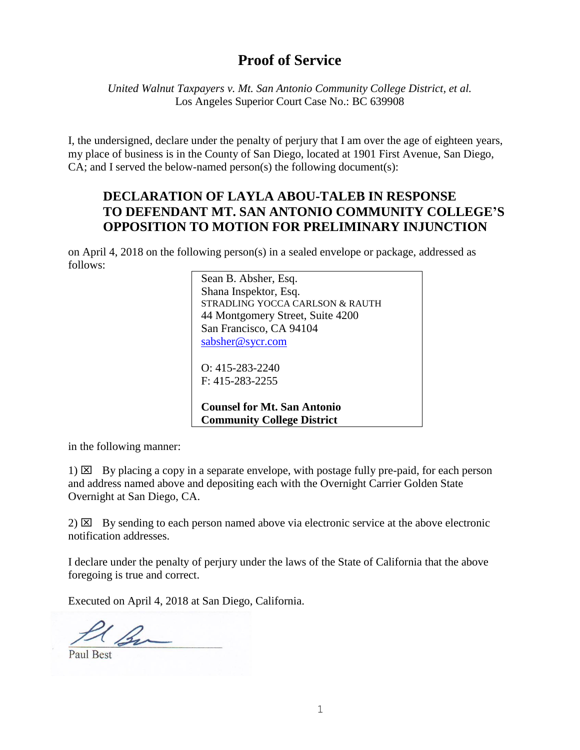# Proof of Service

*United Walnut Taxpayers v. Mt. San Antonio Community College District, et al.*
Los Angeles Superior Court Case No.: BC 639908

I, the undersigned, declare under the penalty of perjury that I am over the age of eighteen years, my place of business is in the County of San Diego, located at 1901 First Avenue, San Diego, CA; and I served the below-named person(s) the following document(s):

**DECLARATION OF LAYLA ABOU-TALEB IN RESPONSE TO DEFENDANT MT. SAN ANTONIO COMMUNITY COLLEGE'S OPPOSITION TO MOTION FOR PRELIMINARY INJUNCTION**

on April 4, 2018 on the following person(s) in a sealed envelope or package, addressed as follows:

Sean B. Absher, Esq.
Shana Inspektor, Esq.
STRADLING YOCCA CARLSON & RAUTH
44 Montgomery Street, Suite 4200
San Francisco, CA 94104
sabsher@sycr.com

O: 415-283-2240
F: 415-283-2255

**Counsel for Mt. San Antonio Community College District**

in the following manner:

1) ☒ By placing a copy in a separate envelope, with postage fully pre-paid, for each person and address named above and depositing each with the Overnight Carrier Golden State Overnight at San Diego, CA.

2) ☒ By sending to each person named above via electronic service at the above electronic notification addresses.

I declare under the penalty of perjury under the laws of the State of California that the above foregoing is true and correct.

Executed on April 4, 2018 at San Diego, California.

Paul Best